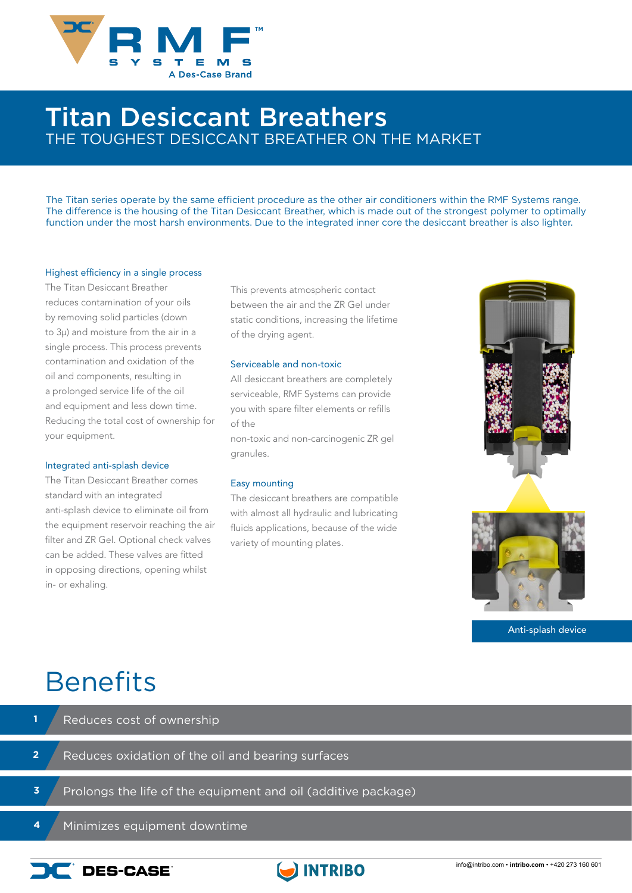# Titan Desiccant Breathers

THE TOUGHEST DESICCANT BREATHER ON THE MARKET

The Titan series operate by the same efficient procedure as the other air conditioners within the RMF Systems range. The difference is the housing of the Titan Desiccant Breather, which is made out of the strongest polymer to optimally function under the most harsh environments. Due to the integrated inner core the desiccant breather is also lighter.

### Highest efficiency in a single process

The Titan Desiccant Breather reduces contamination of your oils by removing solid particles (down to 3μ) and moisture from the air in a single process. This process prevents contamination and oxidation of the oil and components, resulting in a prolonged service life of the oil and equipment and less down time. Reducing the total cost of ownership for your equipment.

### Integrated anti-splash device

The Titan Desiccant Breather comes standard with an integrated anti-splash device to eliminate oil from the equipment reservoir reaching the air filter and ZR Gel. Optional check valves can be added. These valves are fitted in opposing directions, opening whilst in- or exhaling. This prevents atmospheric contact between the air and the ZR Gel under static conditions, increasing the lifetime of the drying agent.

### Serviceable and non-toxic

All desiccant breathers are completely serviceable, RMF Systems can provide you with spare filter elements or refills of the non-toxic and non-carcinogenic ZR gel granules.

### Easy mounting

The desiccant breathers are compatible with almost all hydraulic and lubricating fluids applications, because of the wide variety of mounting plates.

Anti-splash device

## Benefits

1. Reduces cost of ownership
2. Reduces oxidation of the oil and bearing surfaces
3. Prolongs the life of the equipment and oil (additive package)
4. Minimizes equipment downtime

info@intribo.com • **intribo.com** • +420 273 160 601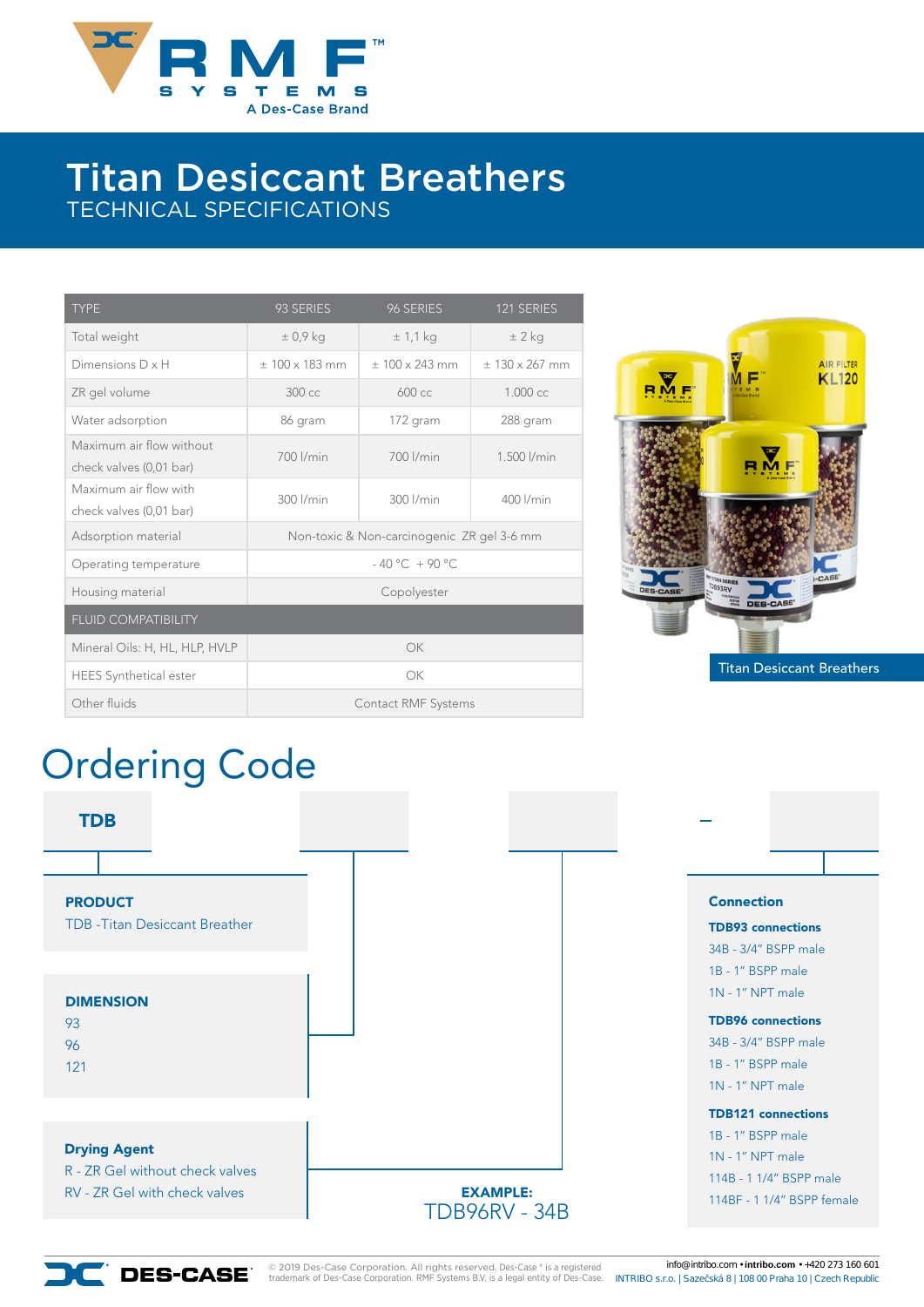# Titan Desiccant Breathers

TECHNICAL SPECIFICATIONS

| TYPE | 93 SERIES | 96 SERIES | 121 SERIES |
|---|---|---|---|
| Total weight | ± 0,9 kg | ± 1,1 kg | ± 2 kg |
| Dimensions D x H | ± 100 x 183 mm | ± 100 x 243 mm | ± 130 x 267 mm |
| ZR gel volume | 300 cc | 600 cc | 1.000 cc |
| Water adsorption | 86 gram | 172 gram | 288 gram |
| Maximum air flow without check valves (0,01 bar) | 700 l/min | 700 l/min | 1.500 l/min |
| Maximum air flow with check valves (0,01 bar) | 300 l/min | 300 l/min | 400 l/min |
| Adsorption material | Non-toxic & Non-carcinogenic ZR gel 3-6 mm | | |
| Operating temperature | - 40 °C + 90 °C | | |
| Housing material | Copolyester | | |
| FLUID COMPATIBILITY | | | |
| Mineral Oils: H, HL, HLP, HVLP | OK | | |
| HEES Synthetical ester | OK | | |
| Other fluids | Contact RMF Systems | | |

Titan Desiccant Breathers

## Ordering Code

**TDB** | | – |

**PRODUCT**
TDB -Titan Desiccant Breather

**DIMENSION**
93
96
121

**Drying Agent**
R - ZR Gel without check valves
RV - ZR Gel with check valves

**Connection**

**TDB93 connections**
34B - 3/4" BSPP male
1B - 1" BSPP male
1N - 1" NPT male

**TDB96 connections**
34B - 3/4" BSPP male
1B - 1" BSPP male
1N - 1" NPT male

**TDB121 connections**
1B - 1" BSPP male
1N - 1" NPT male
114B - 1 1/4" BSPP male
114BF - 1 1/4" BSPP female

**EXAMPLE:**
TDB96RV - 34B

© 2019 Des-Case Corporation. All rights reserved. Des-Case ® is a registered trademark of Des-Case Corporation. RMF Systems B.V. is a legal entity of Des-Case.

info@intribo.com • intribo.com • +420 273 160 601
INTRIBO s.r.o. | Sazečská 8 | 108 00 Praha 10 | Czech Republic